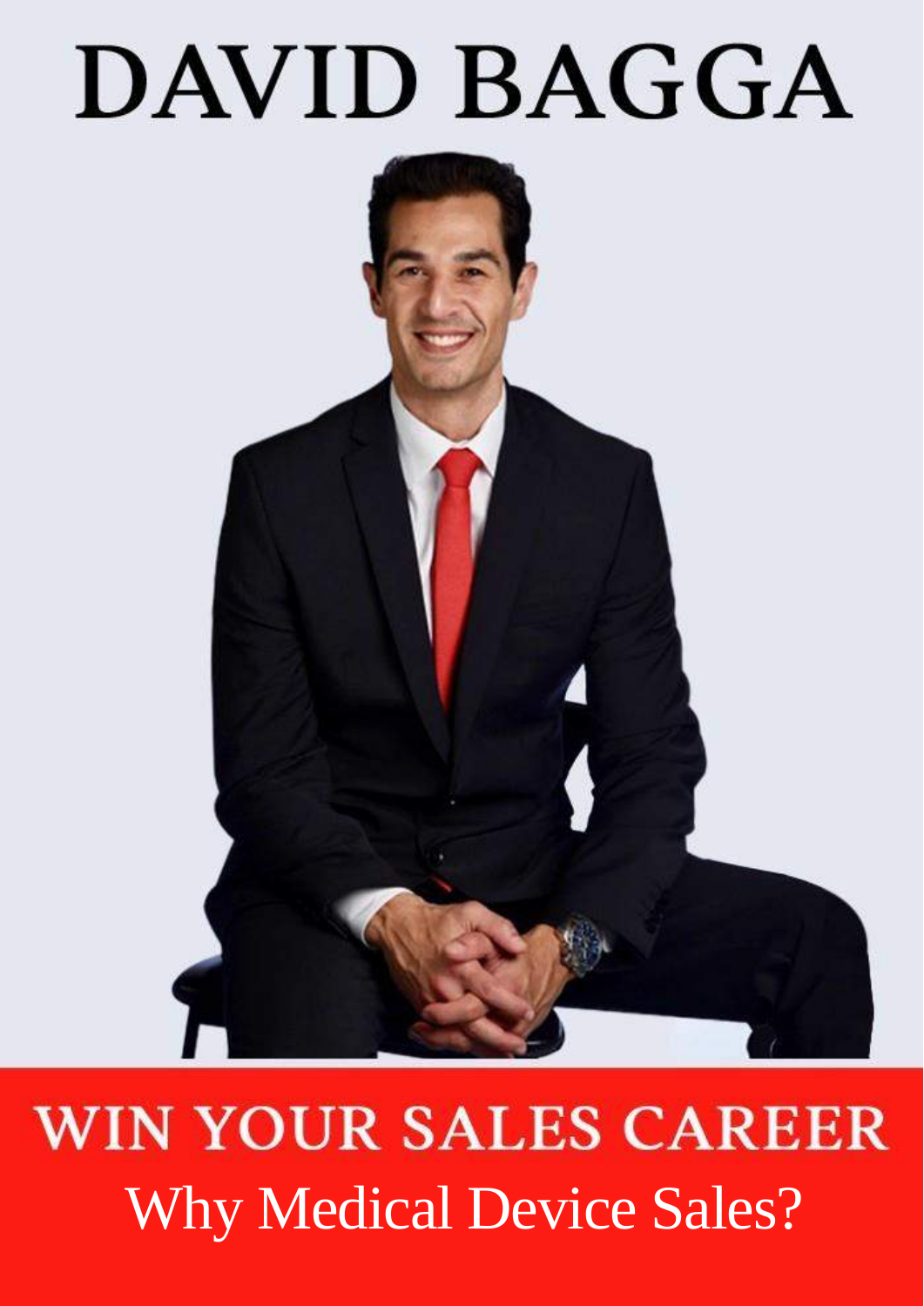# DAVID BAGGA

## WIN YOUR SALES CAREER

Why Medical Device Sales?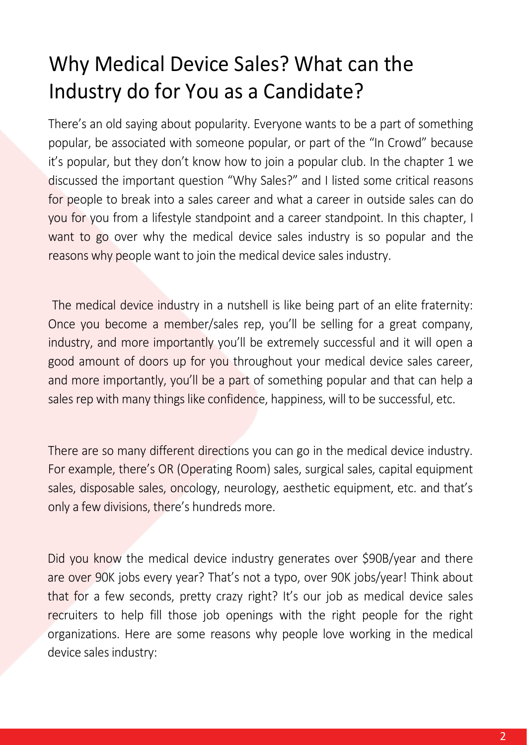# Why Medical Device Sales? What can the Industry do for You as a Candidate?

There's an old saying about popularity. Everyone wants to be a part of something popular, be associated with someone popular, or part of the "In Crowd" because it's popular, but they don't know how to join a popular club. In the chapter 1 we discussed the important question "Why Sales?" and I listed some critical reasons for people to break into a sales career and what a career in outside sales can do you for you from a lifestyle standpoint and a career standpoint. In this chapter, I want to go over why the medical device sales industry is so popular and the reasons why people want to join the medical device sales industry.

The medical device industry in a nutshell is like being part of an elite fraternity: Once you become a member/sales rep, you'll be selling for a great company, industry, and more importantly you'll be extremely successful and it will open a good amount of doors up for you throughout your medical device sales career, and more importantly, you'll be a part of something popular and that can help a sales rep with many things like confidence, happiness, will to be successful, etc.

There are so many different directions you can go in the medical device industry. For example, there's OR (Operating Room) sales, surgical sales, capital equipment sales, disposable sales, oncology, neurology, aesthetic equipment, etc. and that's only a few divisions, there's hundreds more.

Did you know the medical device industry generates over $90B/year and there are over 90K jobs every year? That's not a typo, over 90K jobs/year! Think about that for a few seconds, pretty crazy right? It's our job as medical device sales recruiters to help fill those job openings with the right people for the right organizations. Here are some reasons why people love working in the medical device sales industry: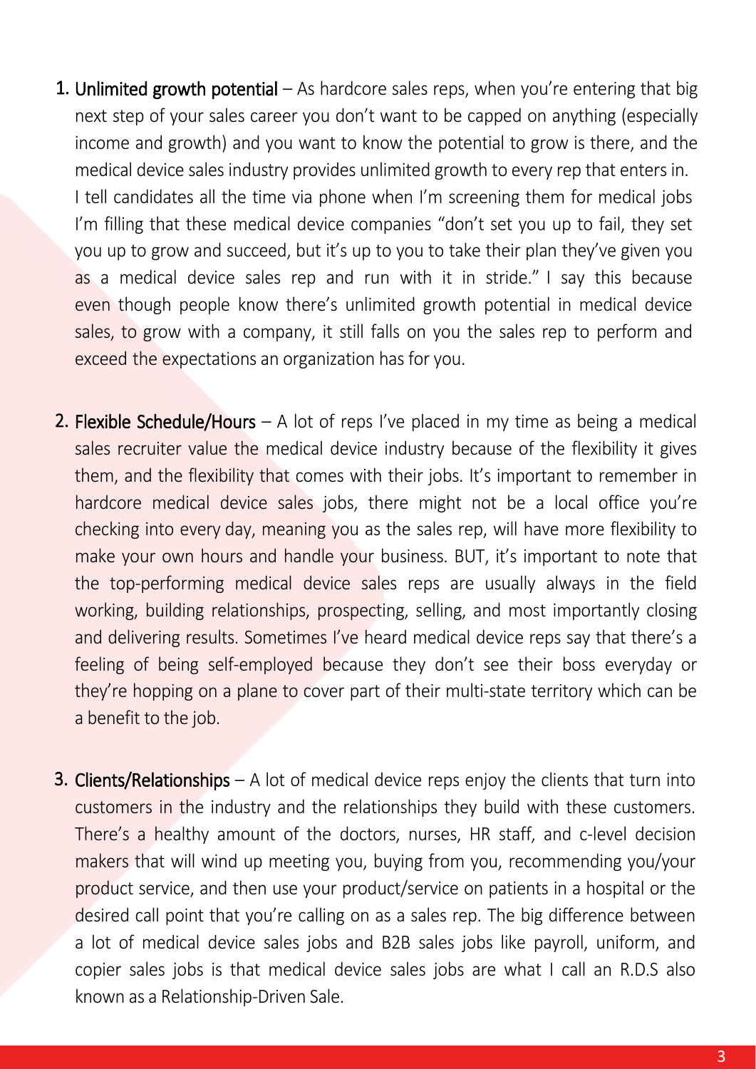1. **Unlimited growth potential** – As hardcore sales reps, when you're entering that big next step of your sales career you don't want to be capped on anything (especially income and growth) and you want to know the potential to grow is there, and the medical device sales industry provides unlimited growth to every rep that enters in. I tell candidates all the time via phone when I'm screening them for medical jobs I'm filling that these medical device companies "don't set you up to fail, they set you up to grow and succeed, but it's up to you to take their plan they've given you as a medical device sales rep and run with it in stride." I say this because even though people know there's unlimited growth potential in medical device sales, to grow with a company, it still falls on you the sales rep to perform and exceed the expectations an organization has for you.

2. **Flexible Schedule/Hours** – A lot of reps I've placed in my time as being a medical sales recruiter value the medical device industry because of the flexibility it gives them, and the flexibility that comes with their jobs. It's important to remember in hardcore medical device sales jobs, there might not be a local office you're checking into every day, meaning you as the sales rep, will have more flexibility to make your own hours and handle your business. BUT, it's important to note that the top-performing medical device sales reps are usually always in the field working, building relationships, prospecting, selling, and most importantly closing and delivering results. Sometimes I've heard medical device reps say that there's a feeling of being self-employed because they don't see their boss everyday or they're hopping on a plane to cover part of their multi-state territory which can be a benefit to the job.

3. **Clients/Relationships** – A lot of medical device reps enjoy the clients that turn into customers in the industry and the relationships they build with these customers. There's a healthy amount of the doctors, nurses, HR staff, and c-level decision makers that will wind up meeting you, buying from you, recommending you/your product service, and then use your product/service on patients in a hospital or the desired call point that you're calling on as a sales rep. The big difference between a lot of medical device sales jobs and B2B sales jobs like payroll, uniform, and copier sales jobs is that medical device sales jobs are what I call an R.D.S also known as a Relationship-Driven Sale.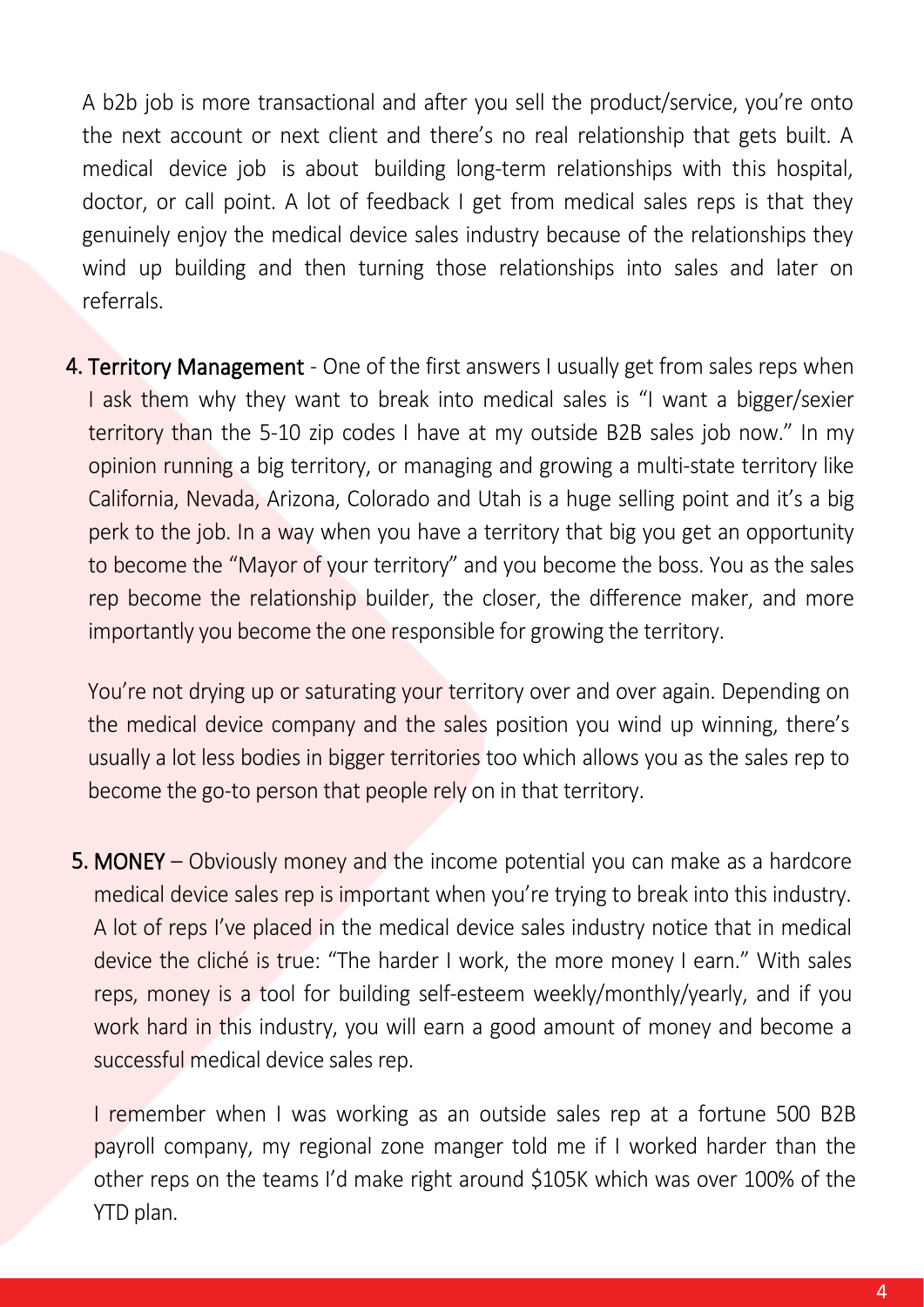A b2b job is more transactional and after you sell the product/service, you're onto the next account or next client and there's no real relationship that gets built. A medical device job is about building long-term relationships with this hospital, doctor, or call point. A lot of feedback I get from medical sales reps is that they genuinely enjoy the medical device sales industry because of the relationships they wind up building and then turning those relationships into sales and later on referrals.

**4. Territory Management** - One of the first answers I usually get from sales reps when I ask them why they want to break into medical sales is "I want a bigger/sexier territory than the 5-10 zip codes I have at my outside B2B sales job now." In my opinion running a big territory, or managing and growing a multi-state territory like California, Nevada, Arizona, Colorado and Utah is a huge selling point and it's a big perk to the job. In a way when you have a territory that big you get an opportunity to become the "Mayor of your territory" and you become the boss. You as the sales rep become the relationship builder, the closer, the difference maker, and more importantly you become the one responsible for growing the territory.

You're not drying up or saturating your territory over and over again. Depending on the medical device company and the sales position you wind up winning, there's usually a lot less bodies in bigger territories too which allows you as the sales rep to become the go-to person that people rely on in that territory.

**5. MONEY** – Obviously money and the income potential you can make as a hardcore medical device sales rep is important when you're trying to break into this industry. A lot of reps I've placed in the medical device sales industry notice that in medical device the cliché is true: "The harder I work, the more money I earn." With sales reps, money is a tool for building self-esteem weekly/monthly/yearly, and if you work hard in this industry, you will earn a good amount of money and become a successful medical device sales rep.

I remember when I was working as an outside sales rep at a fortune 500 B2B payroll company, my regional zone manger told me if I worked harder than the other reps on the teams I'd make right around $105K which was over 100% of the YTD plan.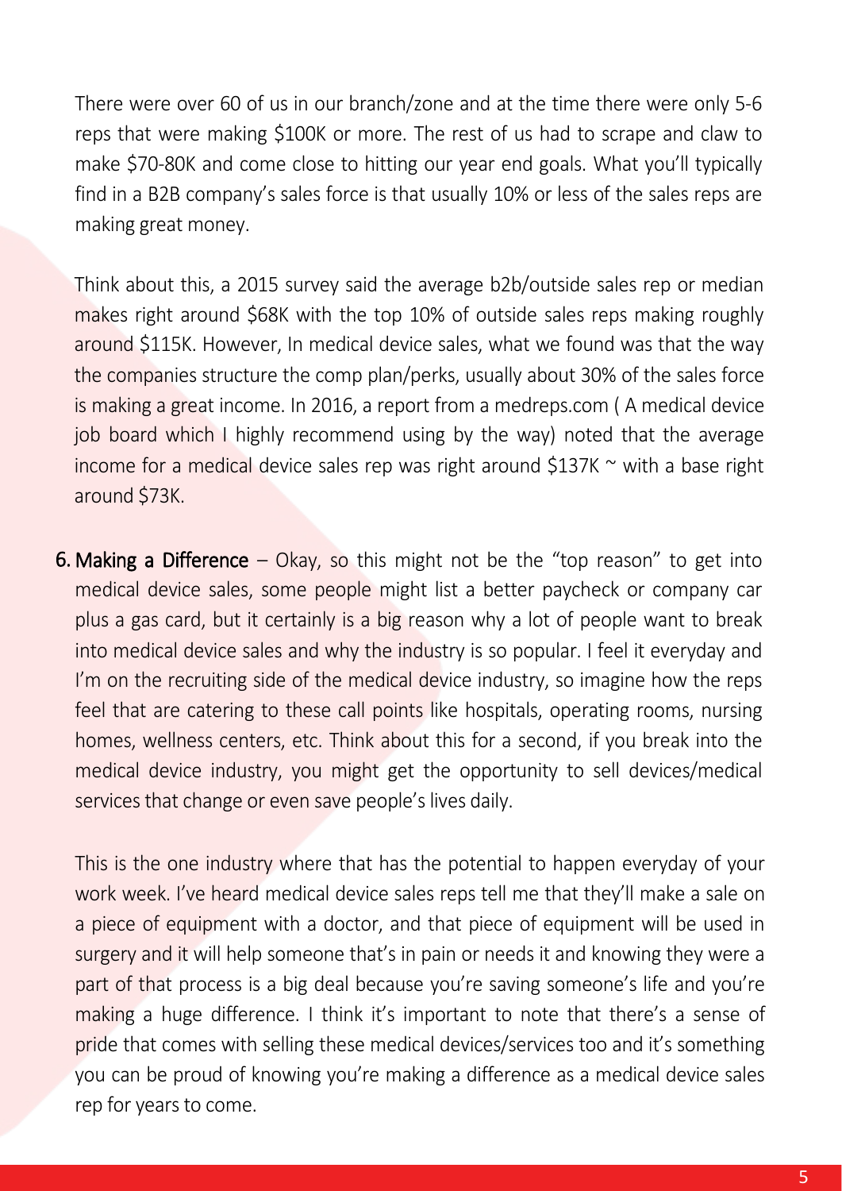There were over 60 of us in our branch/zone and at the time there were only 5-6 reps that were making $100K or more. The rest of us had to scrape and claw to make $70-80K and come close to hitting our year end goals. What you'll typically find in a B2B company's sales force is that usually 10% or less of the sales reps are making great money.

Think about this, a 2015 survey said the average b2b/outside sales rep or median makes right around $68K with the top 10% of outside sales reps making roughly around $115K. However, In medical device sales, what we found was that the way the companies structure the comp plan/perks, usually about 30% of the sales force is making a great income. In 2016, a report from a medreps.com ( A medical device job board which I highly recommend using by the way) noted that the average income for a medical device sales rep was right around $137K ~ with a base right around $73K.

6. **Making a Difference** – Okay, so this might not be the "top reason" to get into medical device sales, some people might list a better paycheck or company car plus a gas card, but it certainly is a big reason why a lot of people want to break into medical device sales and why the industry is so popular. I feel it everyday and I'm on the recruiting side of the medical device industry, so imagine how the reps feel that are catering to these call points like hospitals, operating rooms, nursing homes, wellness centers, etc. Think about this for a second, if you break into the medical device industry, you might get the opportunity to sell devices/medical services that change or even save people's lives daily.

   This is the one industry where that has the potential to happen everyday of your work week. I've heard medical device sales reps tell me that they'll make a sale on a piece of equipment with a doctor, and that piece of equipment will be used in surgery and it will help someone that's in pain or needs it and knowing they were a part of that process is a big deal because you're saving someone's life and you're making a huge difference. I think it's important to note that there's a sense of pride that comes with selling these medical devices/services too and it's something you can be proud of knowing you're making a difference as a medical device sales rep for years to come.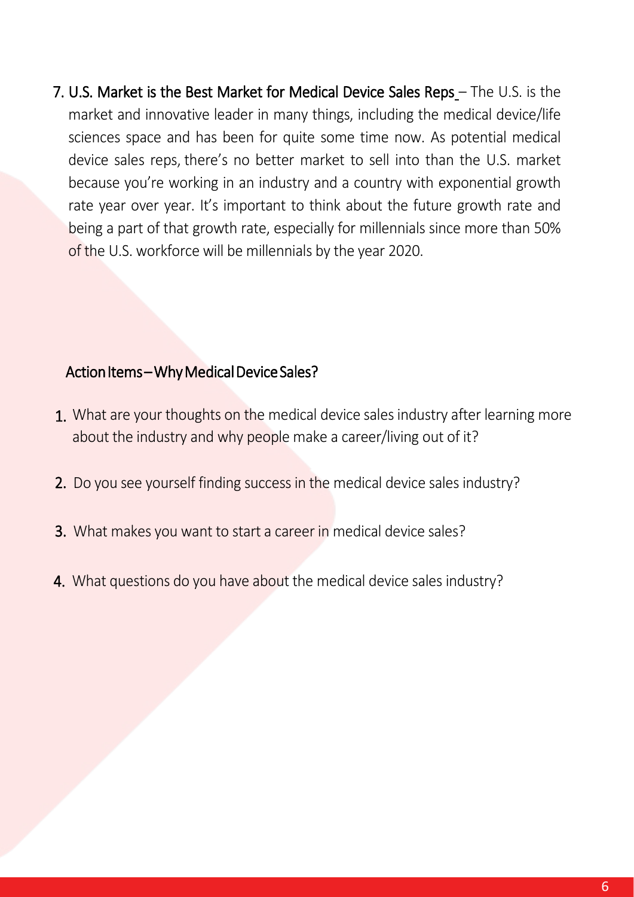7. **U.S. Market is the Best Market for Medical Device Sales Reps** – The U.S. is the market and innovative leader in many things, including the medical device/life sciences space and has been for quite some time now. As potential medical device sales reps, there's no better market to sell into than the U.S. market because you're working in an industry and a country with exponential growth rate year over year. It's important to think about the future growth rate and being a part of that growth rate, especially for millennials since more than 50% of the U.S. workforce will be millennials by the year 2020.

## Action Items – Why Medical Device Sales?

1. What are your thoughts on the medical device sales industry after learning more about the industry and why people make a career/living out of it?
2. Do you see yourself finding success in the medical device sales industry?
3. What makes you want to start a career in medical device sales?
4. What questions do you have about the medical device sales industry?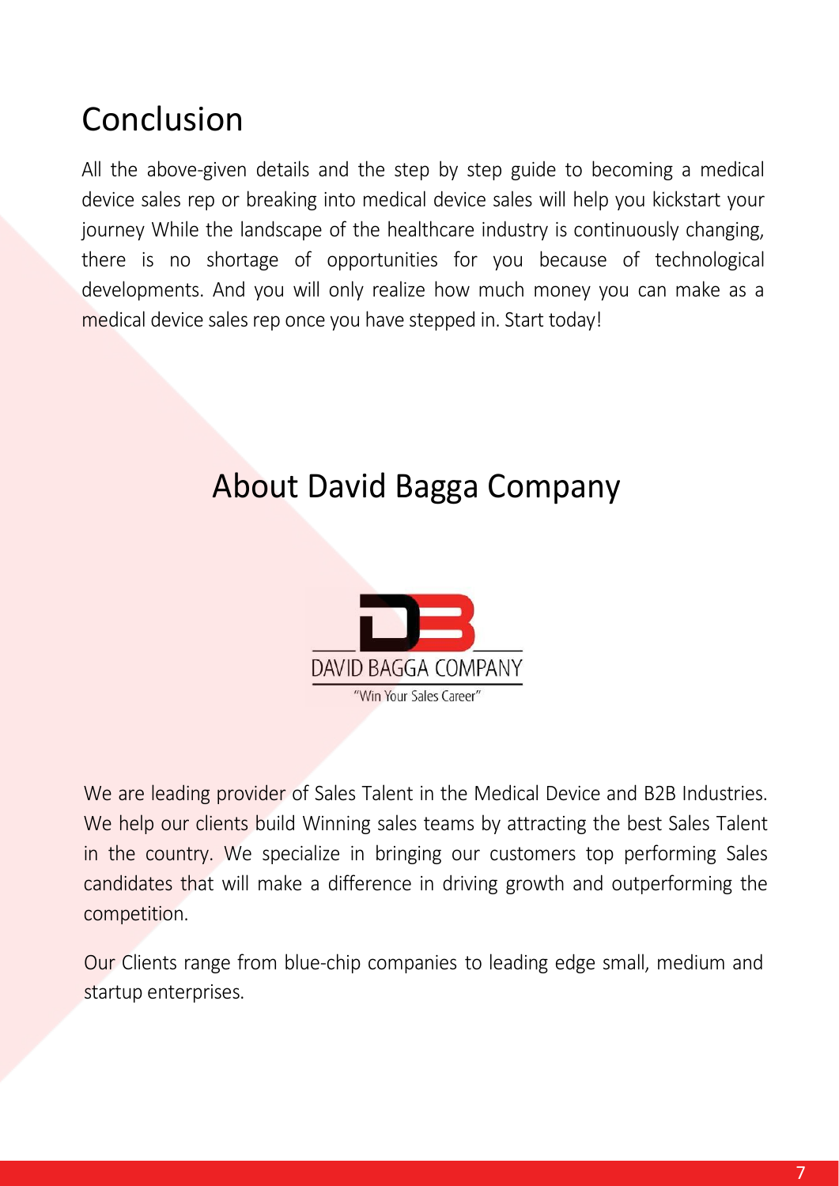# Conclusion

All the above-given details and the step by step guide to becoming a medical device sales rep or breaking into medical device sales will help you kickstart your journey While the landscape of the healthcare industry is continuously changing, there is no shortage of opportunities for you because of technological developments. And you will only realize how much money you can make as a medical device sales rep once you have stepped in. Start today!

## About David Bagga Company

DAVID BAGGA COMPANY

"Win Your Sales Career"

We are leading provider of Sales Talent in the Medical Device and B2B Industries. We help our clients build Winning sales teams by attracting the best Sales Talent in the country. We specialize in bringing our customers top performing Sales candidates that will make a difference in driving growth and outperforming the competition.

Our Clients range from blue-chip companies to leading edge small, medium and startup enterprises.